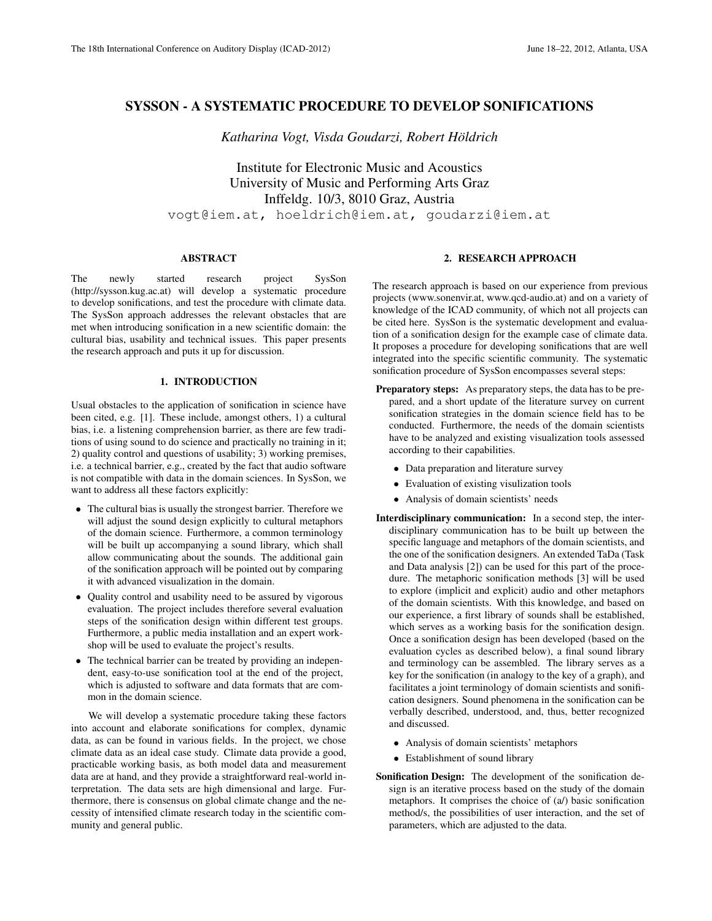# SYSSON - A SYSTEMATIC PROCEDURE TO DEVELOP SONIFICATIONS

*Katharina Vogt, Visda Goudarzi, Robert Höldrich*

Institute for Electronic Music and Acoustics
University of Music and Performing Arts Graz
Inffeldg. 10/3, 8010 Graz, Austria
vogt@iem.at, hoeldrich@iem.at, goudarzi@iem.at

## ABSTRACT

The newly started research project SysSon (http://sysson.kug.ac.at) will develop a systematic procedure to develop sonifications, and test the procedure with climate data. The SysSon approach addresses the relevant obstacles that are met when introducing sonification in a new scientific domain: the cultural bias, usability and technical issues. This paper presents the research approach and puts it up for discussion.

## 1. INTRODUCTION

Usual obstacles to the application of sonification in science have been cited, e.g. [1]. These include, amongst others, 1) a cultural bias, i.e. a listening comprehension barrier, as there are few traditions of using sound to do science and practically no training in it; 2) quality control and questions of usability; 3) working premises, i.e. a technical barrier, e.g., created by the fact that audio software is not compatible with data in the domain sciences. In SysSon, we want to address all these factors explicitly:

- The cultural bias is usually the strongest barrier. Therefore we will adjust the sound design explicitly to cultural metaphors of the domain science. Furthermore, a common terminology will be built up accompanying a sound library, which shall allow communicating about the sounds. The additional gain of the sonification approach will be pointed out by comparing it with advanced visualization in the domain.
- Quality control and usability need to be assured by vigorous evaluation. The project includes therefore several evaluation steps of the sonification design within different test groups. Furthermore, a public media installation and an expert workshop will be used to evaluate the project's results.
- The technical barrier can be treated by providing an independent, easy-to-use sonification tool at the end of the project, which is adjusted to software and data formats that are common in the domain science.

We will develop a systematic procedure taking these factors into account and elaborate sonifications for complex, dynamic data, as can be found in various fields. In the project, we chose climate data as an ideal case study. Climate data provide a good, practicable working basis, as both model data and measurement data are at hand, and they provide a straightforward real-world interpretation. The data sets are high dimensional and large. Furthermore, there is consensus on global climate change and the necessity of intensified climate research today in the scientific community and general public.

## 2. RESEARCH APPROACH

The research approach is based on our experience from previous projects (www.sonenvir.at, www.qcd-audio.at) and on a variety of knowledge of the ICAD community, of which not all projects can be cited here. SysSon is the systematic development and evaluation of a sonification design for the example case of climate data. It proposes a procedure for developing sonifications that are well integrated into the specific scientific community. The systematic sonification procedure of SysSon encompasses several steps:

**Preparatory steps:** As preparatory steps, the data has to be prepared, and a short update of the literature survey on current sonification strategies in the domain science field has to be conducted. Furthermore, the needs of the domain scientists have to be analyzed and existing visualization tools assessed according to their capabilities.

- Data preparation and literature survey
- Evaluation of existing visulization tools
- Analysis of domain scientists' needs

**Interdisciplinary communication:** In a second step, the interdisciplinary communication has to be built up between the specific language and metaphors of the domain scientists, and the one of the sonification designers. An extended TaDa (Task and Data analysis [2]) can be used for this part of the procedure. The metaphoric sonification methods [3] will be used to explore (implicit and explicit) audio and other metaphors of the domain scientists. With this knowledge, and based on our experience, a first library of sounds shall be established, which serves as a working basis for the sonification design. Once a sonification design has been developed (based on the evaluation cycles as described below), a final sound library and terminology can be assembled. The library serves as a key for the sonification (in analogy to the key of a graph), and facilitates a joint terminology of domain scientists and sonification designers. Sound phenomena in the sonification can be verbally described, understood, and, thus, better recognized and discussed.

- Analysis of domain scientists' metaphors
- Establishment of sound library

**Sonification Design:** The development of the sonification design is an iterative process based on the study of the domain metaphors. It comprises the choice of (a/) basic sonification method/s, the possibilities of user interaction, and the set of parameters, which are adjusted to the data.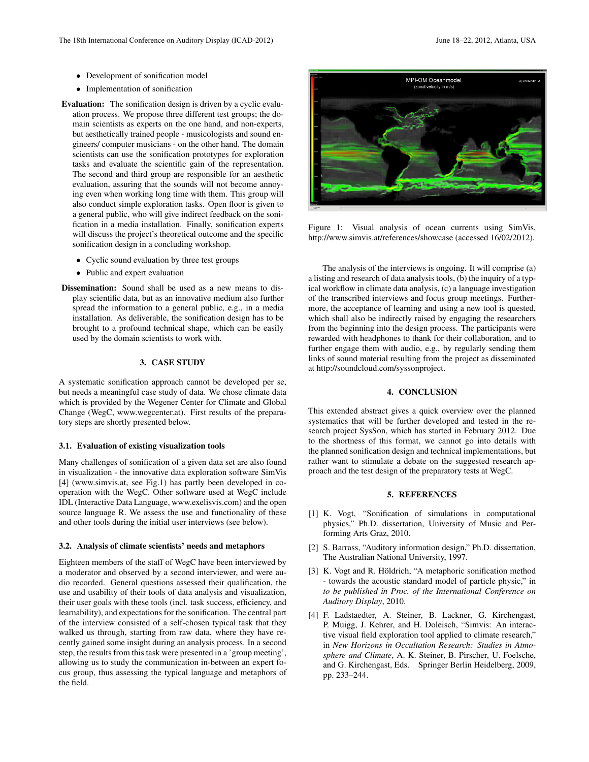- Development of sonification model
- Implementation of sonification

**Evaluation:** The sonification design is driven by a cyclic evaluation process. We propose three different test groups; the domain scientists as experts on the one hand, and non-experts, but aesthetically trained people - musicologists and sound engineers/ computer musicians - on the other hand. The domain scientists can use the sonification prototypes for exploration tasks and evaluate the scientific gain of the representation. The second and third group are responsible for an aesthetic evaluation, assuring that the sounds will not become annoying even when working long time with them. This group will also conduct simple exploration tasks. Open floor is given to a general public, who will give indirect feedback on the sonification in a media installation. Finally, sonification experts will discuss the project's theoretical outcome and the specific sonification design in a concluding workshop.

- Cyclic sound evaluation by three test groups
- Public and expert evaluation

**Dissemination:** Sound shall be used as a new means to display scientific data, but as an innovative medium also further spread the information to a general public, e.g., in a media installation. As deliverable, the sonification design has to be brought to a profound technical shape, which can be easily used by the domain scientists to work with.

## 3. CASE STUDY

A systematic sonification approach cannot be developed per se, but needs a meaningful case study of data. We chose climate data which is provided by the Wegener Center for Climate and Global Change (WegC, www.wegcenter.at). First results of the preparatory steps are shortly presented below.

### 3.1. Evaluation of existing visualization tools

Many challenges of sonification of a given data set are also found in visualization - the innovative data exploration software SimVis [4] (www.simvis.at, see Fig.1) has partly been developed in cooperation with the WegC. Other software used at WegC include IDL (Interactive Data Language, www.exelisvis.com) and the open source language R. We assess the use and functionality of these and other tools during the initial user interviews (see below).

### 3.2. Analysis of climate scientists' needs and metaphors

Eighteen members of the staff of WegC have been interviewed by a moderator and observed by a second interviewer, and were audio recorded. General questions assessed their qualification, the use and usability of their tools of data analysis and visualization, their user goals with these tools (incl. task success, efficiency, and learnability), and expectations for the sonification. The central part of the interview consisted of a self-chosen typical task that they walked us through, starting from raw data, where they have recently gained some insight during an analysis process. In a second step, the results from this task were presented in a 'group meeting', allowing us to study the communication in-between an expert focus group, thus assessing the typical language and metaphors of the field.

MPI-OM Oceanmodel
(zonal velocity in m/s)
(c) DKRZ/MPI-M

Figure 1: Visual analysis of ocean currents using SimVis, http://www.simvis.at/references/showcase (accessed 16/02/2012).

The analysis of the interviews is ongoing. It will comprise (a) a listing and research of data analysis tools, (b) the inquiry of a typical workflow in climate data analysis, (c) a language investigation of the transcribed interviews and focus group meetings. Furthermore, the acceptance of learning and using a new tool is quested, which shall also be indirectly raised by engaging the researchers from the beginning into the design process. The participants were rewarded with headphones to thank for their collaboration, and to further engage them with audio, e.g., by regularly sending them links of sound material resulting from the project as disseminated at http://soundcloud.com/syssonproject.

## 4. CONCLUSION

This extended abstract gives a quick overview over the planned systematics that will be further developed and tested in the research project SysSon, which has started in February 2012. Due to the shortness of this format, we cannot go into details with the planned sonification design and technical implementations, but rather want to stimulate a debate on the suggested research approach and the test design of the preparatory tests at WegC.

## 5. REFERENCES

[1] K. Vogt, "Sonification of simulations in computational physics," Ph.D. dissertation, University of Music and Performing Arts Graz, 2010.

[2] S. Barrass, "Auditory information design," Ph.D. dissertation, The Australian National University, 1997.

[3] K. Vogt and R. Höldrich, "A metaphoric sonification method - towards the acoustic standard model of particle physic," in *to be published in Proc. of the International Conference on Auditory Display*, 2010.

[4] F. Ladstaedter, A. Steiner, B. Lackner, G. Kirchengast, P. Muigg, J. Kehrer, and H. Doleisch, "Simvis: An interactive visual field exploration tool applied to climate research," in *New Horizons in Occultation Research: Studies in Atmosphere and Climate*, A. K. Steiner, B. Pirscher, U. Foelsche, and G. Kirchengast, Eds. Springer Berlin Heidelberg, 2009, pp. 233–244.